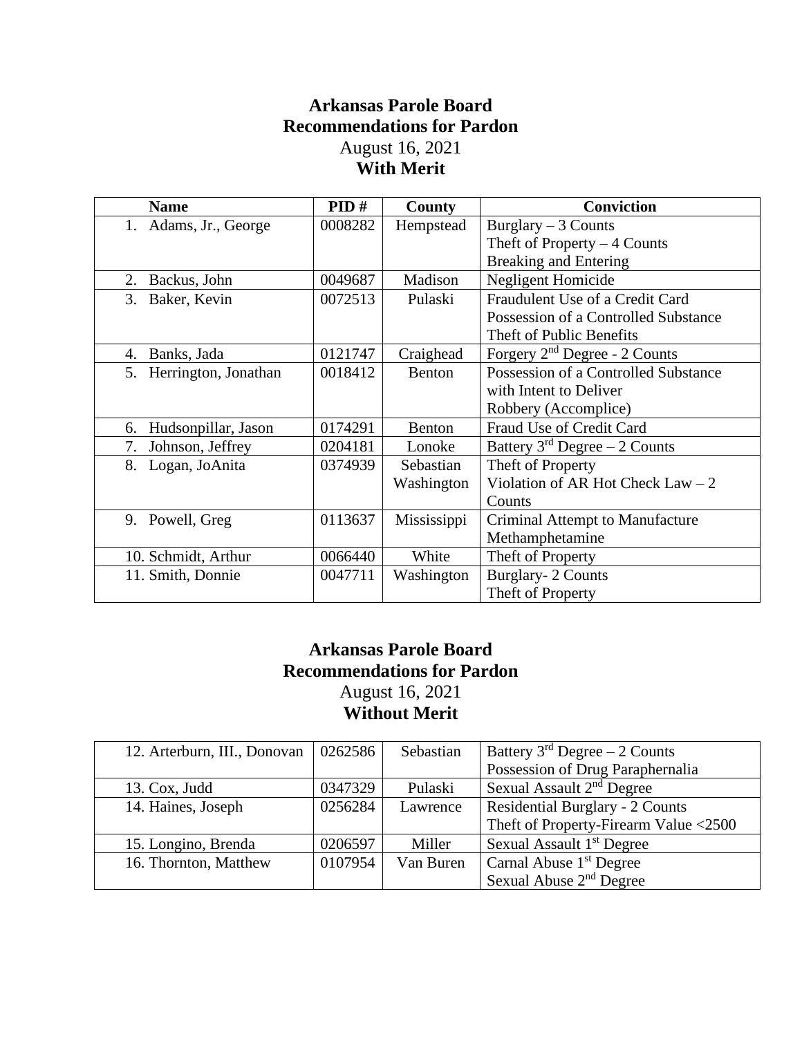**Arkansas Parole Board**
**Recommendations for Pardon**
August 16, 2021
**With Merit**

| Name | PID # | County | Conviction |
|---|---|---|---|
| 1. Adams, Jr., George | 0008282 | Hempstead | Burglary – 3 Counts<br>Theft of Property – 4 Counts<br>Breaking and Entering |
| 2. Backus, John | 0049687 | Madison | Negligent Homicide |
| 3. Baker, Kevin | 0072513 | Pulaski | Fraudulent Use of a Credit Card<br>Possession of a Controlled Substance<br>Theft of Public Benefits |
| 4. Banks, Jada | 0121747 | Craighead | Forgery 2nd Degree - 2 Counts |
| 5. Herrington, Jonathan | 0018412 | Benton | Possession of a Controlled Substance with Intent to Deliver<br>Robbery (Accomplice) |
| 6. Hudsonpillar, Jason | 0174291 | Benton | Fraud Use of Credit Card |
| 7. Johnson, Jeffrey | 0204181 | Lonoke | Battery 3rd Degree – 2 Counts |
| 8. Logan, JoAnita | 0374939 | Sebastian<br>Washington | Theft of Property<br>Violation of AR Hot Check Law – 2 Counts |
| 9. Powell, Greg | 0113637 | Mississippi | Criminal Attempt to Manufacture Methamphetamine |
| 10. Schmidt, Arthur | 0066440 | White | Theft of Property |
| 11. Smith, Donnie | 0047711 | Washington | Burglary- 2 Counts<br>Theft of Property |

**Arkansas Parole Board**
**Recommendations for Pardon**
August 16, 2021
**Without Merit**

| Name | PID # | County | Conviction |
|---|---|---|---|
| 12. Arterburn, III., Donovan | 0262586 | Sebastian | Battery 3rd Degree – 2 Counts<br>Possession of Drug Paraphernalia |
| 13. Cox, Judd | 0347329 | Pulaski | Sexual Assault 2nd Degree |
| 14. Haines, Joseph | 0256284 | Lawrence | Residential Burglary - 2 Counts<br>Theft of Property-Firearm Value <2500 |
| 15. Longino, Brenda | 0206597 | Miller | Sexual Assault 1st Degree |
| 16. Thornton, Matthew | 0107954 | Van Buren | Carnal Abuse 1st Degree<br>Sexual Abuse 2nd Degree |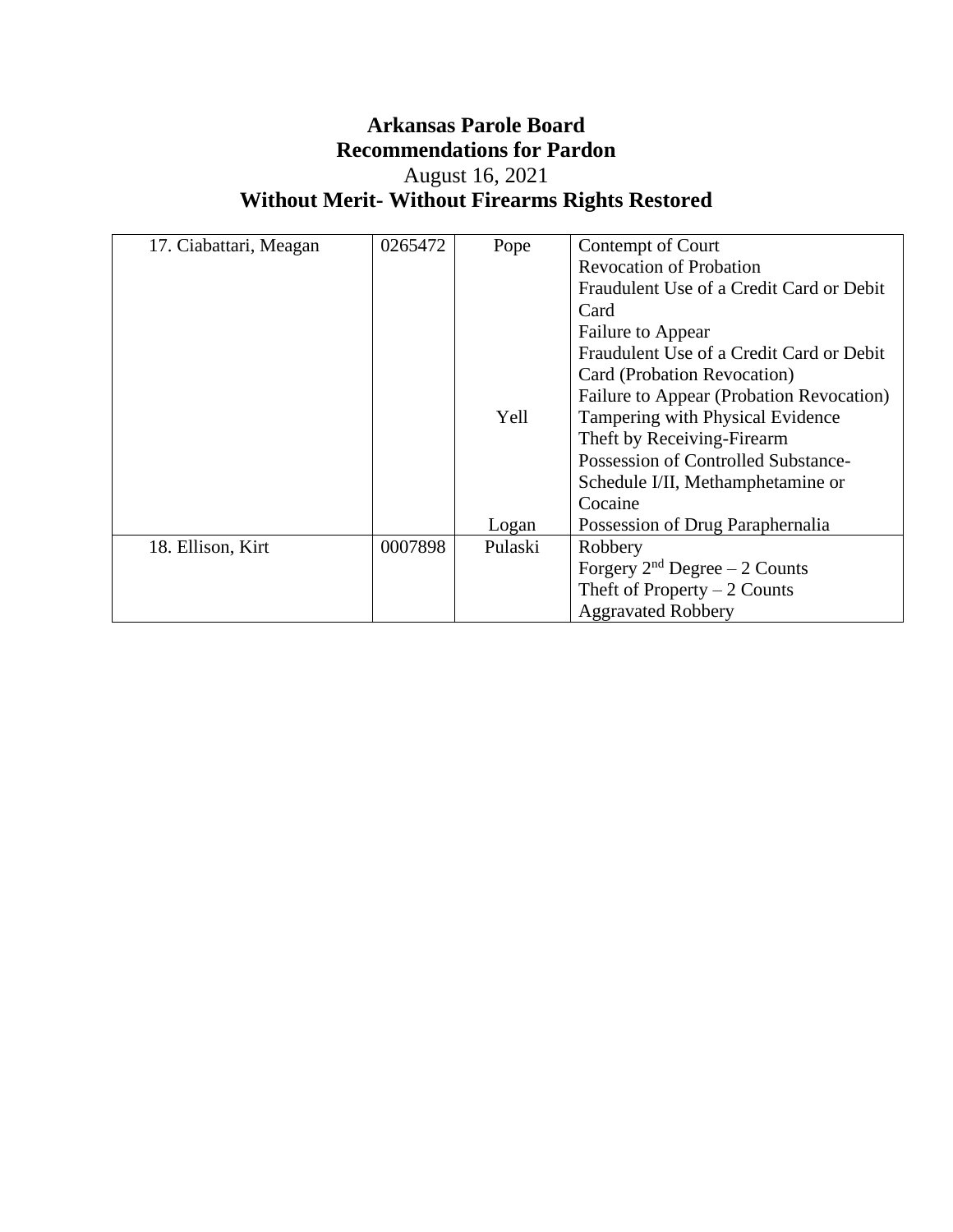# Arkansas Parole Board
## Recommendations for Pardon
August 16, 2021
## Without Merit- Without Firearms Rights Restored

| | | | |
|---|---|---|---|
| 17. Ciabattari, Meagan | 0265472 | Pope | Contempt of Court<br>Revocation of Probation<br>Fraudulent Use of a Credit Card or Debit Card<br>Failure to Appear<br>Fraudulent Use of a Credit Card or Debit Card (Probation Revocation)<br>Failure to Appear (Probation Revocation) |
| | | Yell | Tampering with Physical Evidence<br>Theft by Receiving-Firearm<br>Possession of Controlled Substance-Schedule I/II, Methamphetamine or Cocaine |
| | | Logan | Possession of Drug Paraphernalia |
| 18. Ellison, Kirt | 0007898 | Pulaski | Robbery<br>Forgery 2nd Degree – 2 Counts<br>Theft of Property – 2 Counts<br>Aggravated Robbery |